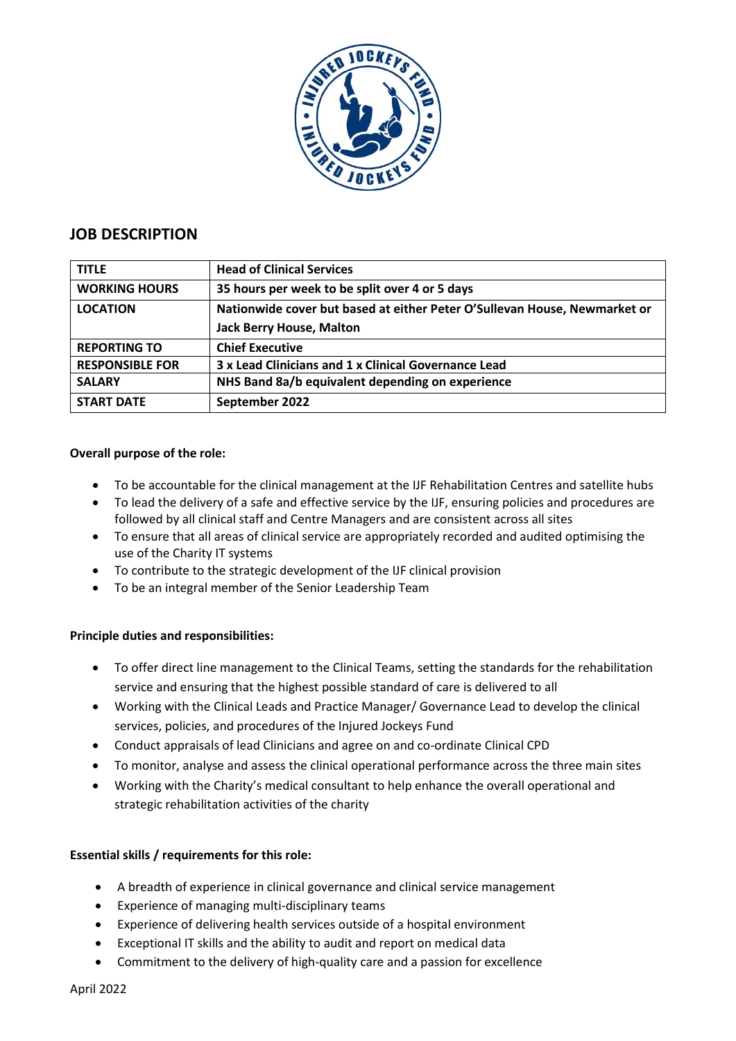## JOB DESCRIPTION

| TITLE | Head of Clinical Services |
|---|---|
| WORKING HOURS | 35 hours per week to be split over 4 or 5 days |
| LOCATION | Nationwide cover but based at either Peter O'Sullevan House, Newmarket or Jack Berry House, Malton |
| REPORTING TO | Chief Executive |
| RESPONSIBLE FOR | 3 x Lead Clinicians and 1 x Clinical Governance Lead |
| SALARY | NHS Band 8a/b equivalent depending on experience |
| START DATE | September 2022 |

**Overall purpose of the role:**

- To be accountable for the clinical management at the IJF Rehabilitation Centres and satellite hubs
- To lead the delivery of a safe and effective service by the IJF, ensuring policies and procedures are followed by all clinical staff and Centre Managers and are consistent across all sites
- To ensure that all areas of clinical service are appropriately recorded and audited optimising the use of the Charity IT systems
- To contribute to the strategic development of the IJF clinical provision
- To be an integral member of the Senior Leadership Team

**Principle duties and responsibilities:**

- To offer direct line management to the Clinical Teams, setting the standards for the rehabilitation service and ensuring that the highest possible standard of care is delivered to all
- Working with the Clinical Leads and Practice Manager/ Governance Lead to develop the clinical services, policies, and procedures of the Injured Jockeys Fund
- Conduct appraisals of lead Clinicians and agree on and co-ordinate Clinical CPD
- To monitor, analyse and assess the clinical operational performance across the three main sites
- Working with the Charity's medical consultant to help enhance the overall operational and strategic rehabilitation activities of the charity

**Essential skills / requirements for this role:**

- A breadth of experience in clinical governance and clinical service management
- Experience of managing multi-disciplinary teams
- Experience of delivering health services outside of a hospital environment
- Exceptional IT skills and the ability to audit and report on medical data
- Commitment to the delivery of high-quality care and a passion for excellence

April 2022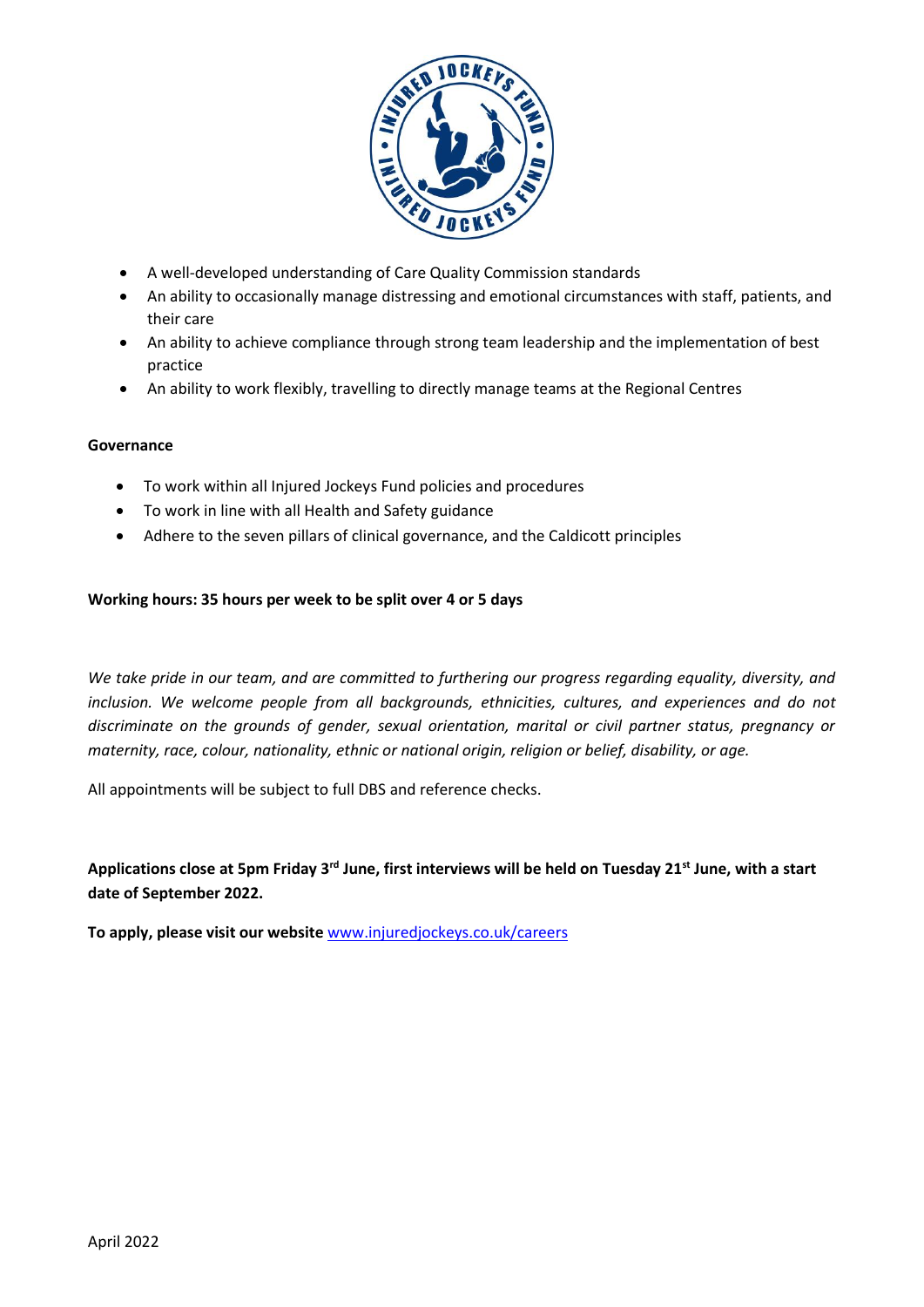- A well-developed understanding of Care Quality Commission standards
- An ability to occasionally manage distressing and emotional circumstances with staff, patients, and their care
- An ability to achieve compliance through strong team leadership and the implementation of best practice
- An ability to work flexibly, travelling to directly manage teams at the Regional Centres

**Governance**

- To work within all Injured Jockeys Fund policies and procedures
- To work in line with all Health and Safety guidance
- Adhere to the seven pillars of clinical governance, and the Caldicott principles

**Working hours: 35 hours per week to be split over 4 or 5 days**

*We take pride in our team, and are committed to furthering our progress regarding equality, diversity, and inclusion. We welcome people from all backgrounds, ethnicities, cultures, and experiences and do not discriminate on the grounds of gender, sexual orientation, marital or civil partner status, pregnancy or maternity, race, colour, nationality, ethnic or national origin, religion or belief, disability, or age.*

All appointments will be subject to full DBS and reference checks.

**Applications close at 5pm Friday 3rd June, first interviews will be held on Tuesday 21st June, with a start date of September 2022.**

**To apply, please visit our website** [www.injuredjockeys.co.uk/careers](http://www.injuredjockeys.co.uk/careers)

April 2022